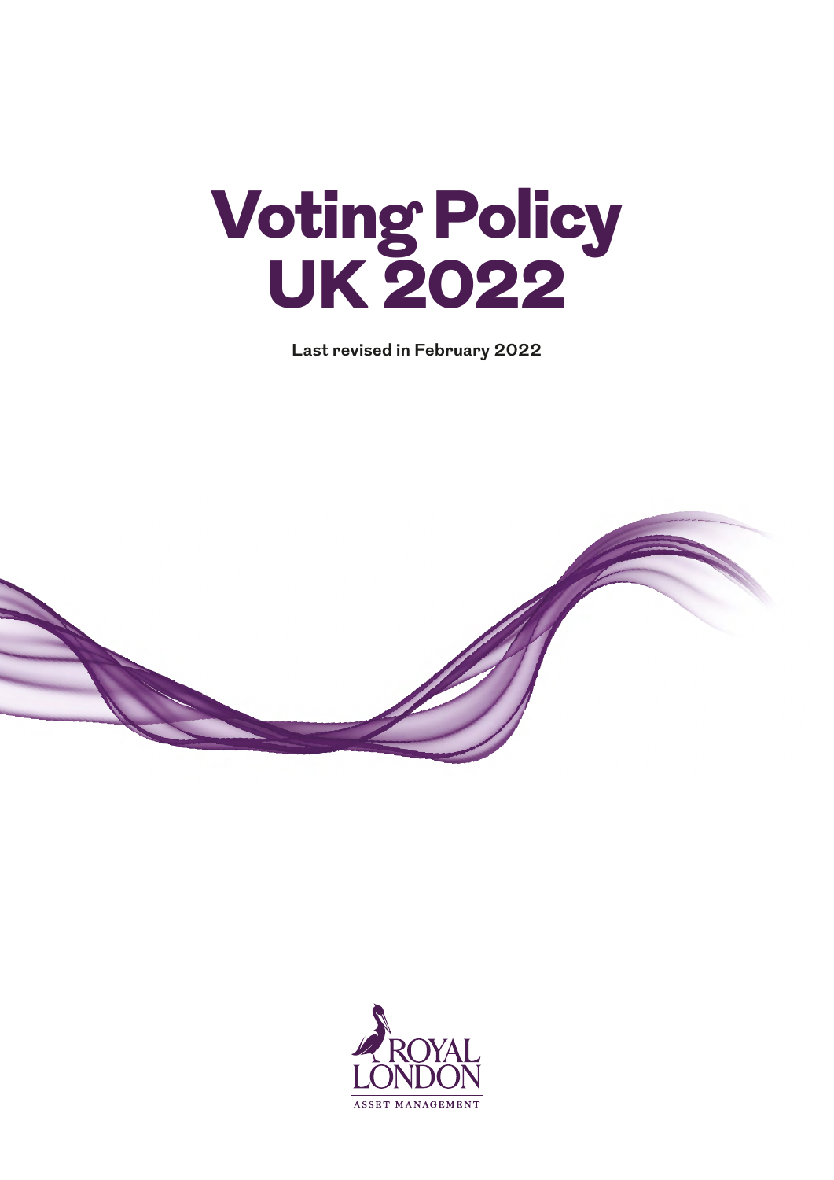# Voting Policy UK 2022

**Last revised in February 2022**

ROYAL LONDON

ASSET MANAGEMENT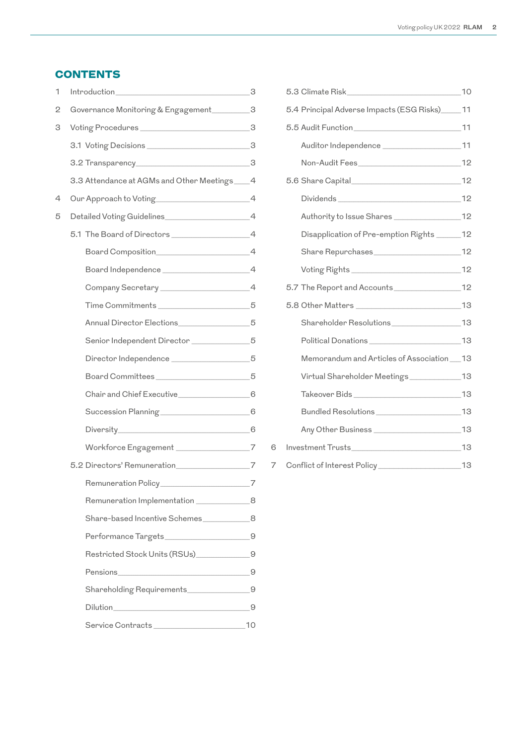## CONTENTS

1 Introduction 3

2 Governance Monitoring & Engagement 3

3 Voting Procedures 3

- 3.1 Voting Decisions 3
- 3.2 Transparency 3
- 3.3 Attendance at AGMs and Other Meetings 4

4 Our Approach to Voting 4

5 Detailed Voting Guidelines 4

- 5.1 The Board of Directors 4
  - Board Composition 4
  - Board Independence 4
  - Company Secretary 4
  - Time Commitments 5
  - Annual Director Elections 5
  - Senior Independent Director 5
  - Director Independence 5
  - Board Committees 5
  - Chair and Chief Executive 6
  - Succession Planning 6
  - Diversity 6
  - Workforce Engagement 7
- 5.2 Directors' Remuneration 7
  - Remuneration Policy 7
  - Remuneration Implementation 8
  - Share-based Incentive Schemes 8
  - Performance Targets 9
  - Restricted Stock Units (RSUs) 9
  - Pensions 9
  - Shareholding Requirements 9
  - Dilution 9
  - Service Contracts 10
- 5.3 Climate Risk 10
- 5.4 Principal Adverse Impacts (ESG Risks) 11
- 5.5 Audit Function 11
  - Auditor Independence 11
  - Non-Audit Fees 12
- 5.6 Share Capital 12
  - Dividends 12
  - Authority to Issue Shares 12
  - Disapplication of Pre-emption Rights 12
  - Share Repurchases 12
  - Voting Rights 12
- 5.7 The Report and Accounts 12
- 5.8 Other Matters 13
  - Shareholder Resolutions 13
  - Political Donations 13
  - Memorandum and Articles of Association 13
  - Virtual Shareholder Meetings 13
  - Takeover Bids 13
  - Bundled Resolutions 13
  - Any Other Business 13

6 Investment Trusts 13

7 Conflict of Interest Policy 13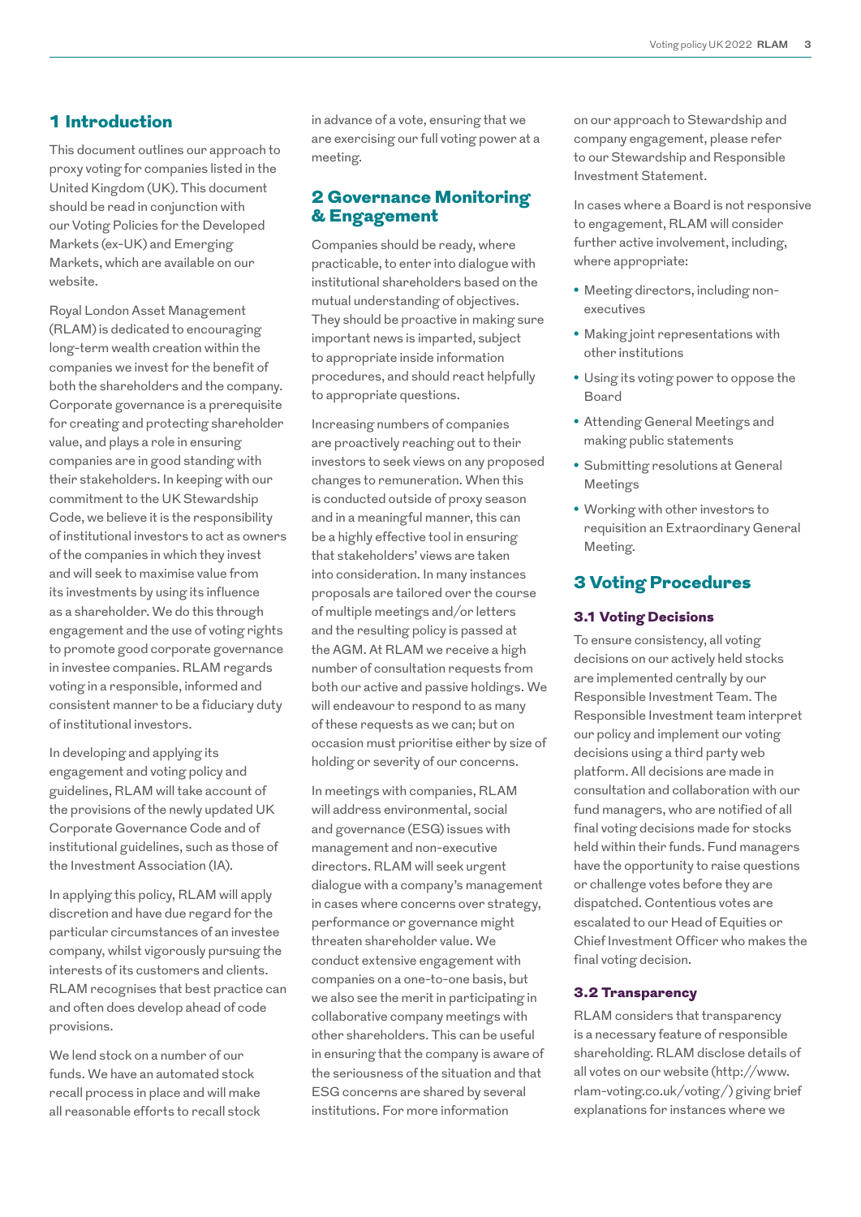## 1 Introduction

This document outlines our approach to proxy voting for companies listed in the United Kingdom (UK). This document should be read in conjunction with our Voting Policies for the Developed Markets (ex-UK) and Emerging Markets, which are available on our website.

Royal London Asset Management (RLAM) is dedicated to encouraging long-term wealth creation within the companies we invest for the benefit of both the shareholders and the company. Corporate governance is a prerequisite for creating and protecting shareholder value, and plays a role in ensuring companies are in good standing with their stakeholders. In keeping with our commitment to the UK Stewardship Code, we believe it is the responsibility of institutional investors to act as owners of the companies in which they invest and will seek to maximise value from its investments by using its influence as a shareholder. We do this through engagement and the use of voting rights to promote good corporate governance in investee companies. RLAM regards voting in a responsible, informed and consistent manner to be a fiduciary duty of institutional investors.

In developing and applying its engagement and voting policy and guidelines, RLAM will take account of the provisions of the newly updated UK Corporate Governance Code and of institutional guidelines, such as those of the Investment Association (IA).

In applying this policy, RLAM will apply discretion and have due regard for the particular circumstances of an investee company, whilst vigorously pursuing the interests of its customers and clients. RLAM recognises that best practice can and often does develop ahead of code provisions.

We lend stock on a number of our funds. We have an automated stock recall process in place and will make all reasonable efforts to recall stock in advance of a vote, ensuring that we are exercising our full voting power at a meeting.

## 2 Governance Monitoring & Engagement

Companies should be ready, where practicable, to enter into dialogue with institutional shareholders based on the mutual understanding of objectives. They should be proactive in making sure important news is imparted, subject to appropriate inside information procedures, and should react helpfully to appropriate questions.

Increasing numbers of companies are proactively reaching out to their investors to seek views on any proposed changes to remuneration. When this is conducted outside of proxy season and in a meaningful manner, this can be a highly effective tool in ensuring that stakeholders' views are taken into consideration. In many instances proposals are tailored over the course of multiple meetings and/or letters and the resulting policy is passed at the AGM. At RLAM we receive a high number of consultation requests from both our active and passive holdings. We will endeavour to respond to as many of these requests as we can; but on occasion must prioritise either by size of holding or severity of our concerns.

In meetings with companies, RLAM will address environmental, social and governance (ESG) issues with management and non-executive directors. RLAM will seek urgent dialogue with a company's management in cases where concerns over strategy, performance or governance might threaten shareholder value. We conduct extensive engagement with companies on a one-to-one basis, but we also see the merit in participating in collaborative company meetings with other shareholders. This can be useful in ensuring that the company is aware of the seriousness of the situation and that ESG concerns are shared by several institutions. For more information on our approach to Stewardship and company engagement, please refer to our Stewardship and Responsible Investment Statement.

In cases where a Board is not responsive to engagement, RLAM will consider further active involvement, including, where appropriate:

- Meeting directors, including non-executives
- Making joint representations with other institutions
- Using its voting power to oppose the Board
- Attending General Meetings and making public statements
- Submitting resolutions at General Meetings
- Working with other investors to requisition an Extraordinary General Meeting.

## 3 Voting Procedures

### 3.1 Voting Decisions

To ensure consistency, all voting decisions on our actively held stocks are implemented centrally by our Responsible Investment Team. The Responsible Investment team interpret our policy and implement our voting decisions using a third party web platform. All decisions are made in consultation and collaboration with our fund managers, who are notified of all final voting decisions made for stocks held within their funds. Fund managers have the opportunity to raise questions or challenge votes before they are dispatched. Contentious votes are escalated to our Head of Equities or Chief Investment Officer who makes the final voting decision.

### 3.2 Transparency

RLAM considers that transparency is a necessary feature of responsible shareholding. RLAM disclose details of all votes on our website (http://www.rlam-voting.co.uk/voting/) giving brief explanations for instances where we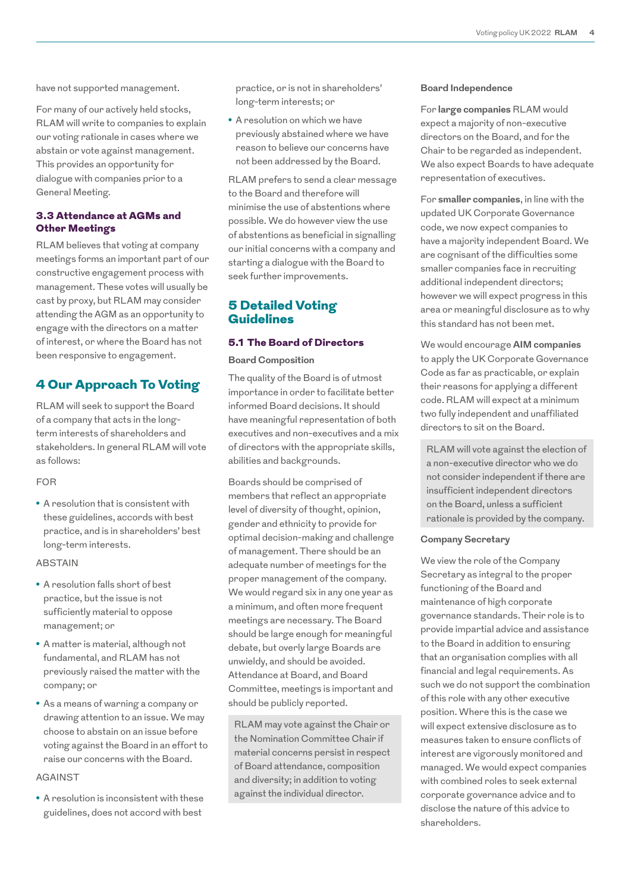have not supported management.

For many of our actively held stocks, RLAM will write to companies to explain our voting rationale in cases where we abstain or vote against management. This provides an opportunity for dialogue with companies prior to a General Meeting.

### 3.3 Attendance at AGMs and Other Meetings

RLAM believes that voting at company meetings forms an important part of our constructive engagement process with management. These votes will usually be cast by proxy, but RLAM may consider attending the AGM as an opportunity to engage with the directors on a matter of interest, or where the Board has not been responsive to engagement.

## 4 Our Approach To Voting

RLAM will seek to support the Board of a company that acts in the long-term interests of shareholders and stakeholders. In general RLAM will vote as follows:

FOR

- A resolution that is consistent with these guidelines, accords with best practice, and is in shareholders' best long-term interests.

ABSTAIN

- A resolution falls short of best practice, but the issue is not sufficiently material to oppose management; or
- A matter is material, although not fundamental, and RLAM has not previously raised the matter with the company; or
- As a means of warning a company or drawing attention to an issue. We may choose to abstain on an issue before voting against the Board in an effort to raise our concerns with the Board.

AGAINST

- A resolution is inconsistent with these guidelines, does not accord with best practice, or is not in shareholders' long-term interests; or
- A resolution on which we have previously abstained where we have reason to believe our concerns have not been addressed by the Board.

RLAM prefers to send a clear message to the Board and therefore will minimise the use of abstentions where possible. We do however view the use of abstentions as beneficial in signalling our initial concerns with a company and starting a dialogue with the Board to seek further improvements.

## 5 Detailed Voting Guidelines

### 5.1 The Board of Directors

**Board Composition**

The quality of the Board is of utmost importance in order to facilitate better informed Board decisions. It should have meaningful representation of both executives and non-executives and a mix of directors with the appropriate skills, abilities and backgrounds.

Boards should be comprised of members that reflect an appropriate level of diversity of thought, opinion, gender and ethnicity to provide for optimal decision-making and challenge of management. There should be an adequate number of meetings for the proper management of the company. We would regard six in any one year as a minimum, and often more frequent meetings are necessary. The Board should be large enough for meaningful debate, but overly large Boards are unwieldy, and should be avoided. Attendance at Board, and Board Committee, meetings is important and should be publicly reported.

> RLAM may vote against the Chair or the Nomination Committee Chair if material concerns persist in respect of Board attendance, composition and diversity; in addition to voting against the individual director.

**Board Independence**

For **large companies** RLAM would expect a majority of non-executive directors on the Board, and for the Chair to be regarded as independent. We also expect Boards to have adequate representation of executives.

For **smaller companies**, in line with the updated UK Corporate Governance code, we now expect companies to have a majority independent Board. We are cognisant of the difficulties some smaller companies face in recruiting additional independent directors; however we will expect progress in this area or meaningful disclosure as to why this standard has not been met.

We would encourage **AIM companies** to apply the UK Corporate Governance Code as far as practicable, or explain their reasons for applying a different code. RLAM will expect at a minimum two fully independent and unaffiliated directors to sit on the Board.

> RLAM will vote against the election of a non-executive director who we do not consider independent if there are insufficient independent directors on the Board, unless a sufficient rationale is provided by the company.

**Company Secretary**

We view the role of the Company Secretary as integral to the proper functioning of the Board and maintenance of high corporate governance standards. Their role is to provide impartial advice and assistance to the Board in addition to ensuring that an organisation complies with all financial and legal requirements. As such we do not support the combination of this role with any other executive position. Where this is the case we will expect extensive disclosure as to measures taken to ensure conflicts of interest are vigorously monitored and managed. We would expect companies with combined roles to seek external corporate governance advice and to disclose the nature of this advice to shareholders.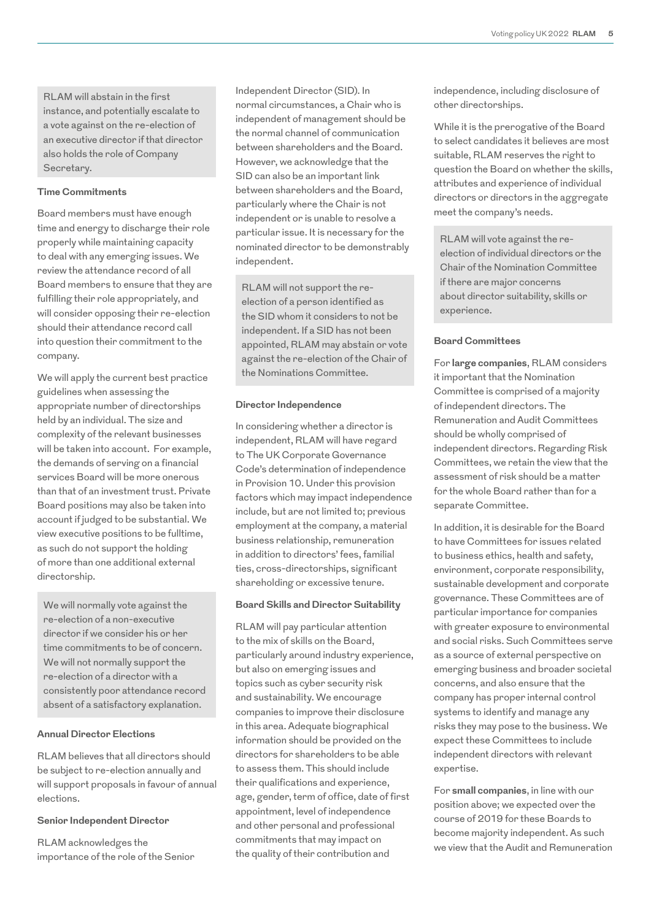RLAM will abstain in the first instance, and potentially escalate to a vote against on the re-election of an executive director if that director also holds the role of Company Secretary.

#### Time Commitments

Board members must have enough time and energy to discharge their role properly while maintaining capacity to deal with any emerging issues. We review the attendance record of all Board members to ensure that they are fulfilling their role appropriately, and will consider opposing their re-election should their attendance record call into question their commitment to the company.

We will apply the current best practice guidelines when assessing the appropriate number of directorships held by an individual. The size and complexity of the relevant businesses will be taken into account. For example, the demands of serving on a financial services Board will be more onerous than that of an investment trust. Private Board positions may also be taken into account if judged to be substantial. We view executive positions to be fulltime, as such do not support the holding of more than one additional external directorship.

We will normally vote against the re-election of a non-executive director if we consider his or her time commitments to be of concern. We will not normally support the re-election of a director with a consistently poor attendance record absent of a satisfactory explanation.

#### Annual Director Elections

RLAM believes that all directors should be subject to re-election annually and will support proposals in favour of annual elections.

#### Senior Independent Director

RLAM acknowledges the importance of the role of the Senior Independent Director (SID). In normal circumstances, a Chair who is independent of management should be the normal channel of communication between shareholders and the Board. However, we acknowledge that the SID can also be an important link between shareholders and the Board, particularly where the Chair is not independent or is unable to resolve a particular issue. It is necessary for the nominated director to be demonstrably independent.

RLAM will not support the re-election of a person identified as the SID whom it considers to not be independent. If a SID has not been appointed, RLAM may abstain or vote against the re-election of the Chair of the Nominations Committee.

#### Director Independence

In considering whether a director is independent, RLAM will have regard to The UK Corporate Governance Code's determination of independence in Provision 10. Under this provision factors which may impact independence include, but are not limited to; previous employment at the company, a material business relationship, remuneration in addition to directors' fees, familial ties, cross-directorships, significant shareholding or excessive tenure.

#### Board Skills and Director Suitability

RLAM will pay particular attention to the mix of skills on the Board, particularly around industry experience, but also on emerging issues and topics such as cyber security risk and sustainability. We encourage companies to improve their disclosure in this area. Adequate biographical information should be provided on the directors for shareholders to be able to assess them. This should include their qualifications and experience, age, gender, term of office, date of first appointment, level of independence and other personal and professional commitments that may impact on the quality of their contribution and independence, including disclosure of other directorships.

While it is the prerogative of the Board to select candidates it believes are most suitable, RLAM reserves the right to question the Board on whether the skills, attributes and experience of individual directors or directors in the aggregate meet the company's needs.

RLAM will vote against the re-election of individual directors or the Chair of the Nomination Committee if there are major concerns about director suitability, skills or experience.

#### Board Committees

For **large companies**, RLAM considers it important that the Nomination Committee is comprised of a majority of independent directors. The Remuneration and Audit Committees should be wholly comprised of independent directors. Regarding Risk Committees, we retain the view that the assessment of risk should be a matter for the whole Board rather than for a separate Committee.

In addition, it is desirable for the Board to have Committees for issues related to business ethics, health and safety, environment, corporate responsibility, sustainable development and corporate governance. These Committees are of particular importance for companies with greater exposure to environmental and social risks. Such Committees serve as a source of external perspective on emerging business and broader societal concerns, and also ensure that the company has proper internal control systems to identify and manage any risks they may pose to the business. We expect these Committees to include independent directors with relevant expertise.

For **small companies**, in line with our position above; we expected over the course of 2019 for these Boards to become majority independent. As such we view that the Audit and Remuneration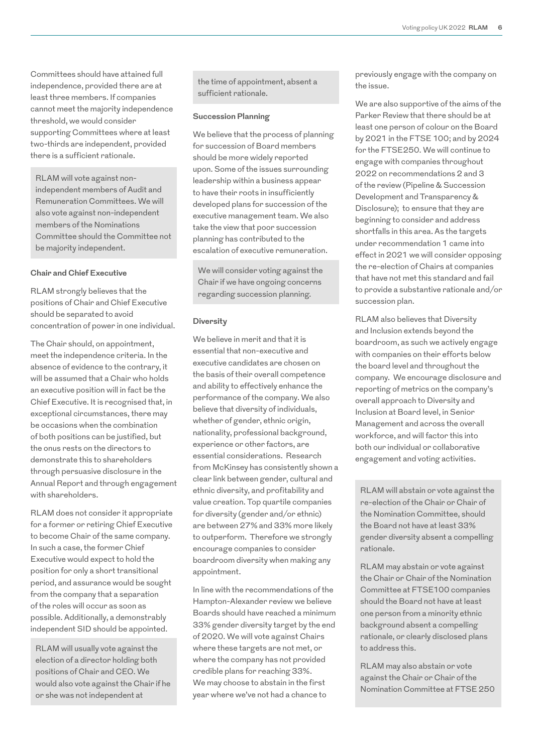Committees should have attained full independence, provided there are at least three members. If companies cannot meet the majority independence threshold, we would consider supporting Committees where at least two-thirds are independent, provided there is a sufficient rationale.

RLAM will vote against non-independent members of Audit and Remuneration Committees. We will also vote against non-independent members of the Nominations Committee should the Committee not be majority independent.

### Chair and Chief Executive

RLAM strongly believes that the positions of Chair and Chief Executive should be separated to avoid concentration of power in one individual.

The Chair should, on appointment, meet the independence criteria. In the absence of evidence to the contrary, it will be assumed that a Chair who holds an executive position will in fact be the Chief Executive. It is recognised that, in exceptional circumstances, there may be occasions when the combination of both positions can be justified, but the onus rests on the directors to demonstrate this to shareholders through persuasive disclosure in the Annual Report and through engagement with shareholders.

RLAM does not consider it appropriate for a former or retiring Chief Executive to become Chair of the same company. In such a case, the former Chief Executive would expect to hold the position for only a short transitional period, and assurance would be sought from the company that a separation of the roles will occur as soon as possible. Additionally, a demonstrably independent SID should be appointed.

RLAM will usually vote against the election of a director holding both positions of Chair and CEO. We would also vote against the Chair if he or she was not independent at the time of appointment, absent a sufficient rationale.

### Succession Planning

We believe that the process of planning for succession of Board members should be more widely reported upon. Some of the issues surrounding leadership within a business appear to have their roots in insufficiently developed plans for succession of the executive management team. We also take the view that poor succession planning has contributed to the escalation of executive remuneration.

We will consider voting against the Chair if we have ongoing concerns regarding succession planning.

### Diversity

We believe in merit and that it is essential that non-executive and executive candidates are chosen on the basis of their overall competence and ability to effectively enhance the performance of the company. We also believe that diversity of individuals, whether of gender, ethnic origin, nationality, professional background, experience or other factors, are essential considerations. Research from McKinsey has consistently shown a clear link between gender, cultural and ethnic diversity, and profitability and value creation. Top quartile companies for diversity (gender and/or ethnic) are between 27% and 33% more likely to outperform. Therefore we strongly encourage companies to consider boardroom diversity when making any appointment.

In line with the recommendations of the Hampton-Alexander review we believe Boards should have reached a minimum 33% gender diversity target by the end of 2020. We will vote against Chairs where these targets are not met, or where the company has not provided credible plans for reaching 33%. We may choose to abstain in the first year where we've not had a chance to previously engage with the company on the issue.

We are also supportive of the aims of the Parker Review that there should be at least one person of colour on the Board by 2021 in the FTSE 100; and by 2024 for the FTSE250. We will continue to engage with companies throughout 2022 on recommendations 2 and 3 of the review (Pipeline & Succession Development and Transparency & Disclosure); to ensure that they are beginning to consider and address shortfalls in this area. As the targets under recommendation 1 came into effect in 2021 we will consider opposing the re-election of Chairs at companies that have not met this standard and fail to provide a substantive rationale and/or succession plan.

RLAM also believes that Diversity and Inclusion extends beyond the boardroom, as such we actively engage with companies on their efforts below the board level and throughout the company. We encourage disclosure and reporting of metrics on the company's overall approach to Diversity and Inclusion at Board level, in Senior Management and across the overall workforce, and will factor this into both our individual or collaborative engagement and voting activities.

RLAM will abstain or vote against the re-election of the Chair or Chair of the Nomination Committee, should the Board not have at least 33% gender diversity absent a compelling rationale.

RLAM may abstain or vote against the Chair or Chair of the Nomination Committee at FTSE100 companies should the Board not have at least one person from a minority ethnic background absent a compelling rationale, or clearly disclosed plans to address this.

RLAM may also abstain or vote against the Chair or Chair of the Nomination Committee at FTSE 250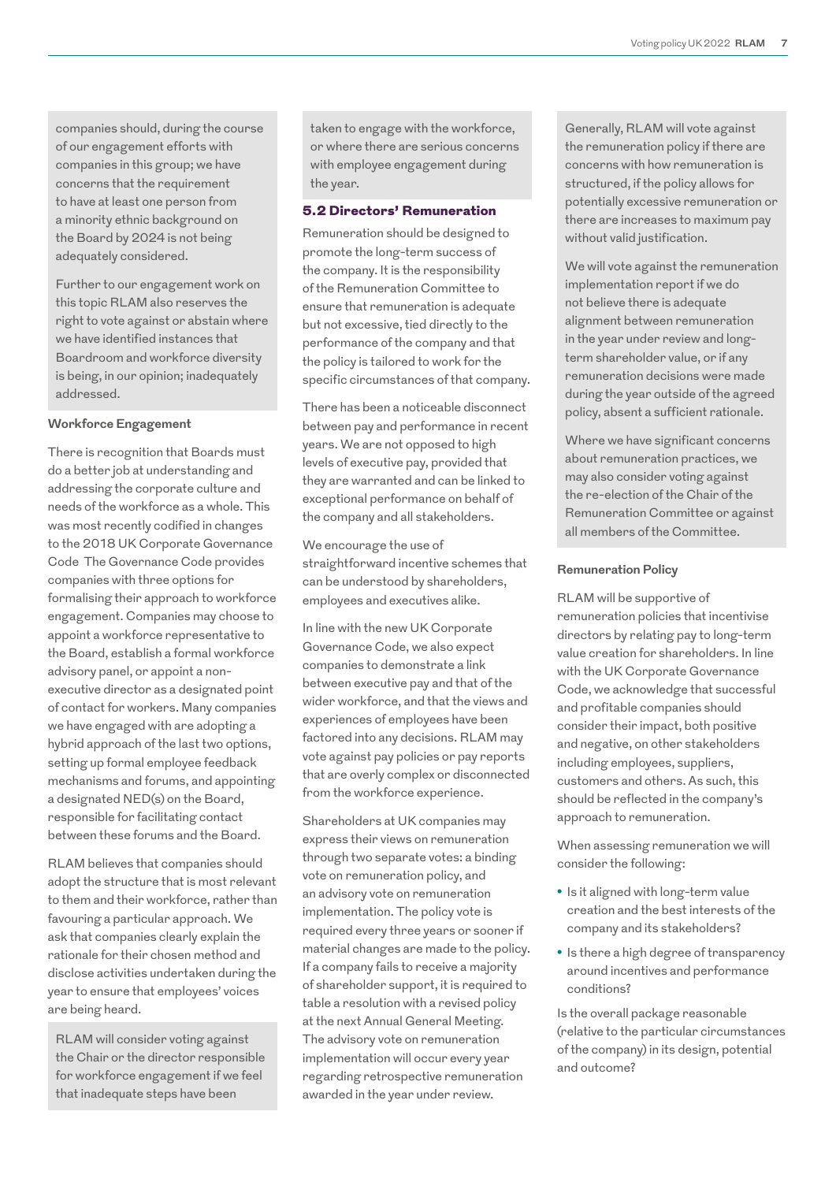companies should, during the course of our engagement efforts with companies in this group; we have concerns that the requirement to have at least one person from a minority ethnic background on the Board by 2024 is not being adequately considered.

Further to our engagement work on this topic RLAM also reserves the right to vote against or abstain where we have identified instances that Boardroom and workforce diversity is being, in our opinion; inadequately addressed.

#### Workforce Engagement

There is recognition that Boards must do a better job at understanding and addressing the corporate culture and needs of the workforce as a whole. This was most recently codified in changes to the 2018 UK Corporate Governance Code The Governance Code provides companies with three options for formalising their approach to workforce engagement. Companies may choose to appoint a workforce representative to the Board, establish a formal workforce advisory panel, or appoint a non-executive director as a designated point of contact for workers. Many companies we have engaged with are adopting a hybrid approach of the last two options, setting up formal employee feedback mechanisms and forums, and appointing a designated NED(s) on the Board, responsible for facilitating contact between these forums and the Board.

RLAM believes that companies should adopt the structure that is most relevant to them and their workforce, rather than favouring a particular approach. We ask that companies clearly explain the rationale for their chosen method and disclose activities undertaken during the year to ensure that employees' voices are being heard.

RLAM will consider voting against the Chair or the director responsible for workforce engagement if we feel that inadequate steps have been taken to engage with the workforce, or where there are serious concerns with employee engagement during the year.

### 5.2 Directors' Remuneration

Remuneration should be designed to promote the long-term success of the company. It is the responsibility of the Remuneration Committee to ensure that remuneration is adequate but not excessive, tied directly to the performance of the company and that the policy is tailored to work for the specific circumstances of that company.

There has been a noticeable disconnect between pay and performance in recent years. We are not opposed to high levels of executive pay, provided that they are warranted and can be linked to exceptional performance on behalf of the company and all stakeholders.

We encourage the use of straightforward incentive schemes that can be understood by shareholders, employees and executives alike.

In line with the new UK Corporate Governance Code, we also expect companies to demonstrate a link between executive pay and that of the wider workforce, and that the views and experiences of employees have been factored into any decisions. RLAM may vote against pay policies or pay reports that are overly complex or disconnected from the workforce experience.

Shareholders at UK companies may express their views on remuneration through two separate votes: a binding vote on remuneration policy, and an advisory vote on remuneration implementation. The policy vote is required every three years or sooner if material changes are made to the policy. If a company fails to receive a majority of shareholder support, it is required to table a resolution with a revised policy at the next Annual General Meeting. The advisory vote on remuneration implementation will occur every year regarding retrospective remuneration awarded in the year under review.

Generally, RLAM will vote against the remuneration policy if there are concerns with how remuneration is structured, if the policy allows for potentially excessive remuneration or there are increases to maximum pay without valid justification.

We will vote against the remuneration implementation report if we do not believe there is adequate alignment between remuneration in the year under review and long-term shareholder value, or if any remuneration decisions were made during the year outside of the agreed policy, absent a sufficient rationale.

Where we have significant concerns about remuneration practices, we may also consider voting against the re-election of the Chair of the Remuneration Committee or against all members of the Committee.

#### Remuneration Policy

RLAM will be supportive of remuneration policies that incentivise directors by relating pay to long-term value creation for shareholders. In line with the UK Corporate Governance Code, we acknowledge that successful and profitable companies should consider their impact, both positive and negative, on other stakeholders including employees, suppliers, customers and others. As such, this should be reflected in the company's approach to remuneration.

When assessing remuneration we will consider the following:

- Is it aligned with long-term value creation and the best interests of the company and its stakeholders?
- Is there a high degree of transparency around incentives and performance conditions?

Is the overall package reasonable (relative to the particular circumstances of the company) in its design, potential and outcome?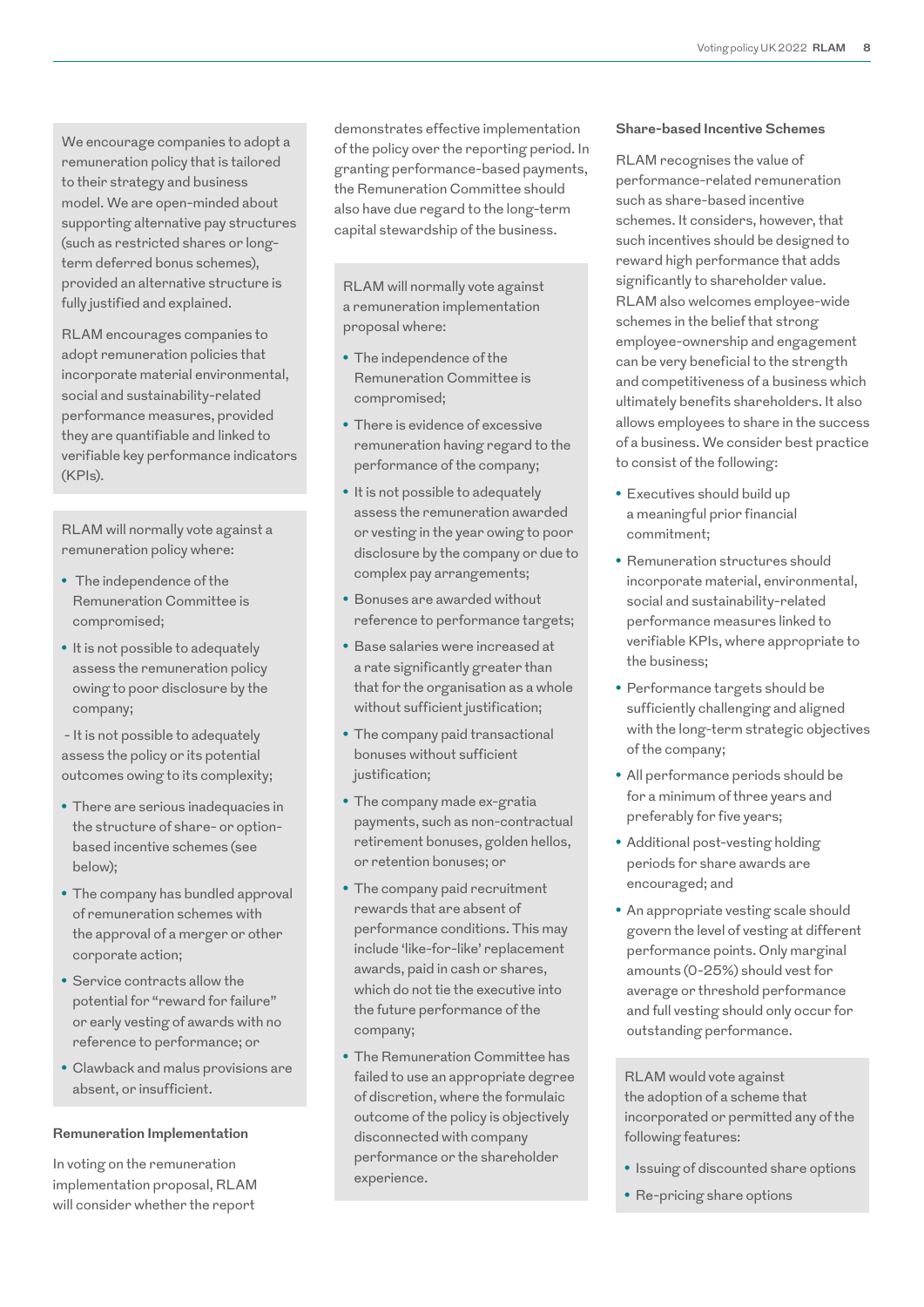We encourage companies to adopt a remuneration policy that is tailored to their strategy and business model. We are open-minded about supporting alternative pay structures (such as restricted shares or long-term deferred bonus schemes), provided an alternative structure is fully justified and explained.

RLAM encourages companies to adopt remuneration policies that incorporate material environmental, social and sustainability-related performance measures, provided they are quantifiable and linked to verifiable key performance indicators (KPIs).

RLAM will normally vote against a remuneration policy where:

- The independence of the Remuneration Committee is compromised;
- It is not possible to adequately assess the remuneration policy owing to poor disclosure by the company;

- It is not possible to adequately assess the policy or its potential outcomes owing to its complexity;

- There are serious inadequacies in the structure of share- or option-based incentive schemes (see below);
- The company has bundled approval of remuneration schemes with the approval of a merger or other corporate action;
- Service contracts allow the potential for "reward for failure" or early vesting of awards with no reference to performance; or
- Clawback and malus provisions are absent, or insufficient.

**Remuneration Implementation**

In voting on the remuneration implementation proposal, RLAM will consider whether the report demonstrates effective implementation of the policy over the reporting period. In granting performance-based payments, the Remuneration Committee should also have due regard to the long-term capital stewardship of the business.

RLAM will normally vote against a remuneration implementation proposal where:

- The independence of the Remuneration Committee is compromised;
- There is evidence of excessive remuneration having regard to the performance of the company;
- It is not possible to adequately assess the remuneration awarded or vesting in the year owing to poor disclosure by the company or due to complex pay arrangements;
- Bonuses are awarded without reference to performance targets;
- Base salaries were increased at a rate significantly greater than that for the organisation as a whole without sufficient justification;
- The company paid transactional bonuses without sufficient justification;
- The company made ex-gratia payments, such as non-contractual retirement bonuses, golden hellos, or retention bonuses; or
- The company paid recruitment rewards that are absent of performance conditions. This may include 'like-for-like' replacement awards, paid in cash or shares, which do not tie the executive into the future performance of the company;
- The Remuneration Committee has failed to use an appropriate degree of discretion, where the formulaic outcome of the policy is objectively disconnected with company performance or the shareholder experience.

**Share-based Incentive Schemes**

RLAM recognises the value of performance-related remuneration such as share-based incentive schemes. It considers, however, that such incentives should be designed to reward high performance that adds significantly to shareholder value. RLAM also welcomes employee-wide schemes in the belief that strong employee-ownership and engagement can be very beneficial to the strength and competitiveness of a business which ultimately benefits shareholders. It also allows employees to share in the success of a business. We consider best practice to consist of the following:

- Executives should build up a meaningful prior financial commitment;
- Remuneration structures should incorporate material, environmental, social and sustainability-related performance measures linked to verifiable KPIs, where appropriate to the business;
- Performance targets should be sufficiently challenging and aligned with the long-term strategic objectives of the company;
- All performance periods should be for a minimum of three years and preferably for five years;
- Additional post-vesting holding periods for share awards are encouraged; and
- An appropriate vesting scale should govern the level of vesting at different performance points. Only marginal amounts (0-25%) should vest for average or threshold performance and full vesting should only occur for outstanding performance.

RLAM would vote against the adoption of a scheme that incorporated or permitted any of the following features:

- Issuing of discounted share options
- Re-pricing share options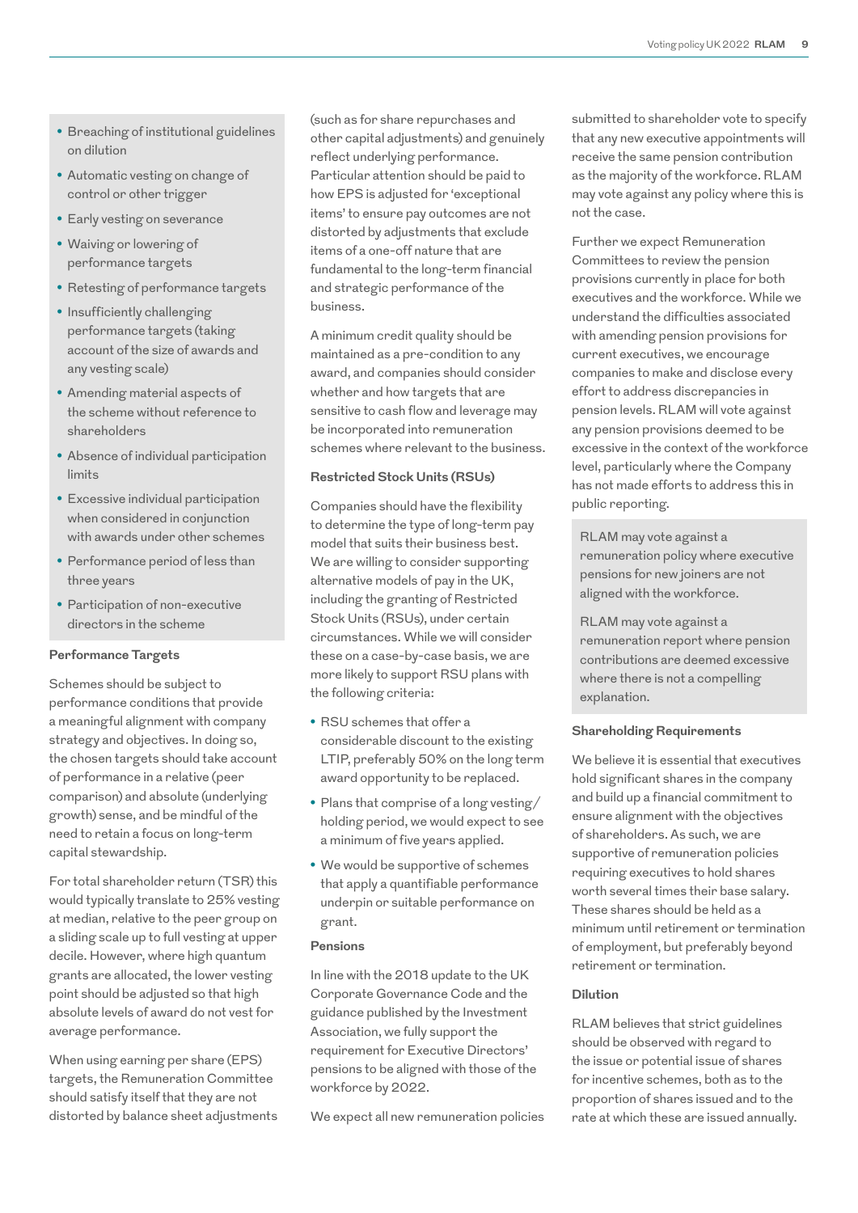- Breaching of institutional guidelines on dilution
- Automatic vesting on change of control or other trigger
- Early vesting on severance
- Waiving or lowering of performance targets
- Retesting of performance targets
- Insufficiently challenging performance targets (taking account of the size of awards and any vesting scale)
- Amending material aspects of the scheme without reference to shareholders
- Absence of individual participation limits
- Excessive individual participation when considered in conjunction with awards under other schemes
- Performance period of less than three years
- Participation of non-executive directors in the scheme

### Performance Targets

Schemes should be subject to performance conditions that provide a meaningful alignment with company strategy and objectives. In doing so, the chosen targets should take account of performance in a relative (peer comparison) and absolute (underlying growth) sense, and be mindful of the need to retain a focus on long-term capital stewardship.

For total shareholder return (TSR) this would typically translate to 25% vesting at median, relative to the peer group on a sliding scale up to full vesting at upper decile. However, where high quantum grants are allocated, the lower vesting point should be adjusted so that high absolute levels of award do not vest for average performance.

When using earning per share (EPS) targets, the Remuneration Committee should satisfy itself that they are not distorted by balance sheet adjustments (such as for share repurchases and other capital adjustments) and genuinely reflect underlying performance. Particular attention should be paid to how EPS is adjusted for 'exceptional items' to ensure pay outcomes are not distorted by adjustments that exclude items of a one-off nature that are fundamental to the long-term financial and strategic performance of the business.

A minimum credit quality should be maintained as a pre-condition to any award, and companies should consider whether and how targets that are sensitive to cash flow and leverage may be incorporated into remuneration schemes where relevant to the business.

### Restricted Stock Units (RSUs)

Companies should have the flexibility to determine the type of long-term pay model that suits their business best. We are willing to consider supporting alternative models of pay in the UK, including the granting of Restricted Stock Units (RSUs), under certain circumstances. While we will consider these on a case-by-case basis, we are more likely to support RSU plans with the following criteria:

- RSU schemes that offer a considerable discount to the existing LTIP, preferably 50% on the long term award opportunity to be replaced.
- Plans that comprise of a long vesting/holding period, we would expect to see a minimum of five years applied.
- We would be supportive of schemes that apply a quantifiable performance underpin or suitable performance on grant.

### Pensions

In line with the 2018 update to the UK Corporate Governance Code and the guidance published by the Investment Association, we fully support the requirement for Executive Directors' pensions to be aligned with those of the workforce by 2022.

We expect all new remuneration policies submitted to shareholder vote to specify that any new executive appointments will receive the same pension contribution as the majority of the workforce. RLAM may vote against any policy where this is not the case.

Further we expect Remuneration Committees to review the pension provisions currently in place for both executives and the workforce. While we understand the difficulties associated with amending pension provisions for current executives, we encourage companies to make and disclose every effort to address discrepancies in pension levels. RLAM will vote against any pension provisions deemed to be excessive in the context of the workforce level, particularly where the Company has not made efforts to address this in public reporting.

RLAM may vote against a remuneration policy where executive pensions for new joiners are not aligned with the workforce.

RLAM may vote against a remuneration report where pension contributions are deemed excessive where there is not a compelling explanation.

### Shareholding Requirements

We believe it is essential that executives hold significant shares in the company and build up a financial commitment to ensure alignment with the objectives of shareholders. As such, we are supportive of remuneration policies requiring executives to hold shares worth several times their base salary. These shares should be held as a minimum until retirement or termination of employment, but preferably beyond retirement or termination.

### Dilution

RLAM believes that strict guidelines should be observed with regard to the issue or potential issue of shares for incentive schemes, both as to the proportion of shares issued and to the rate at which these are issued annually.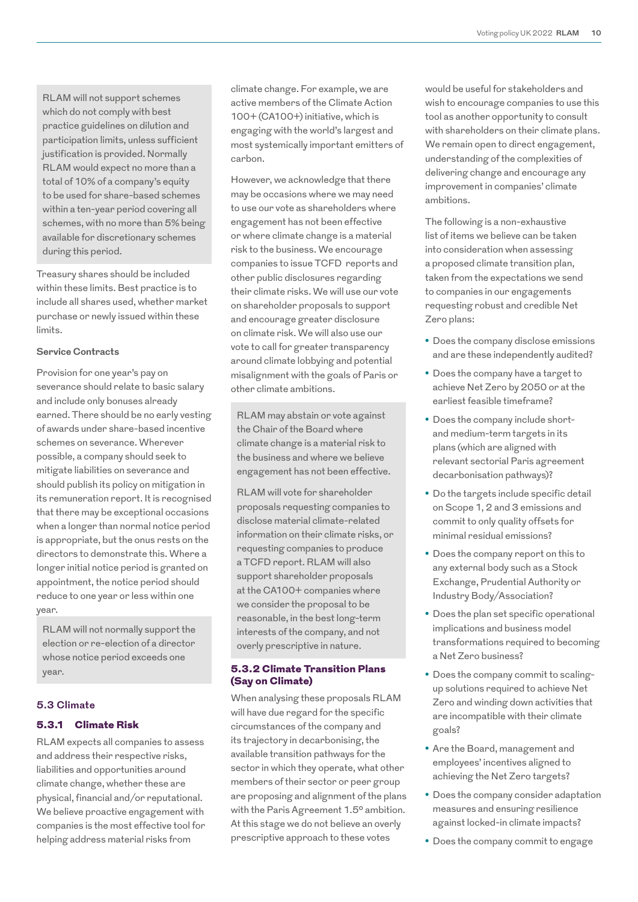RLAM will not support schemes which do not comply with best practice guidelines on dilution and participation limits, unless sufficient justification is provided. Normally RLAM would expect no more than a total of 10% of a company's equity to be used for share-based schemes within a ten-year period covering all schemes, with no more than 5% being available for discretionary schemes during this period.

Treasury shares should be included within these limits. Best practice is to include all shares used, whether market purchase or newly issued within these limits.

**Service Contracts**

Provision for one year's pay on severance should relate to basic salary and include only bonuses already earned. There should be no early vesting of awards under share-based incentive schemes on severance. Wherever possible, a company should seek to mitigate liabilities on severance and should publish its policy on mitigation in its remuneration report. It is recognised that there may be exceptional occasions when a longer than normal notice period is appropriate, but the onus rests on the directors to demonstrate this. Where a longer initial notice period is granted on appointment, the notice period should reduce to one year or less within one year.

RLAM will not normally support the election or re-election of a director whose notice period exceeds one year.

## 5.3 Climate

### 5.3.1 Climate Risk

RLAM expects all companies to assess and address their respective risks, liabilities and opportunities around climate change, whether these are physical, financial and/or reputational. We believe proactive engagement with companies is the most effective tool for helping address material risks from climate change. For example, we are active members of the Climate Action 100+ (CA100+) initiative, which is engaging with the world's largest and most systemically important emitters of carbon.

However, we acknowledge that there may be occasions where we may need to use our vote as shareholders where engagement has not been effective or where climate change is a material risk to the business. We encourage companies to issue TCFD reports and other public disclosures regarding their climate risks. We will use our vote on shareholder proposals to support and encourage greater disclosure on climate risk. We will also use our vote to call for greater transparency around climate lobbying and potential misalignment with the goals of Paris or other climate ambitions.

RLAM may abstain or vote against the Chair of the Board where climate change is a material risk to the business and where we believe engagement has not been effective.

RLAM will vote for shareholder proposals requesting companies to disclose material climate-related information on their climate risks, or requesting companies to produce a TCFD report. RLAM will also support shareholder proposals at the CA100+ companies where we consider the proposal to be reasonable, in the best long-term interests of the company, and not overly prescriptive in nature.

### 5.3.2 Climate Transition Plans (Say on Climate)

When analysing these proposals RLAM will have due regard for the specific circumstances of the company and its trajectory in decarbonising, the available transition pathways for the sector in which they operate, what other members of their sector or peer group are proposing and alignment of the plans with the Paris Agreement 1.5° ambition. At this stage we do not believe an overly prescriptive approach to these votes would be useful for stakeholders and wish to encourage companies to use this tool as another opportunity to consult with shareholders on their climate plans. We remain open to direct engagement, understanding of the complexities of delivering change and encourage any improvement in companies' climate ambitions.

The following is a non-exhaustive list of items we believe can be taken into consideration when assessing a proposed climate transition plan, taken from the expectations we send to companies in our engagements requesting robust and credible Net Zero plans:

- Does the company disclose emissions and are these independently audited?
- Does the company have a target to achieve Net Zero by 2050 or at the earliest feasible timeframe?
- Does the company include short- and medium-term targets in its plans (which are aligned with relevant sectorial Paris agreement decarbonisation pathways)?
- Do the targets include specific detail on Scope 1, 2 and 3 emissions and commit to only quality offsets for minimal residual emissions?
- Does the company report on this to any external body such as a Stock Exchange, Prudential Authority or Industry Body/Association?
- Does the plan set specific operational implications and business model transformations required to becoming a Net Zero business?
- Does the company commit to scaling-up solutions required to achieve Net Zero and winding down activities that are incompatible with their climate goals?
- Are the Board, management and employees' incentives aligned to achieving the Net Zero targets?
- Does the company consider adaptation measures and ensuring resilience against locked-in climate impacts?
- Does the company commit to engage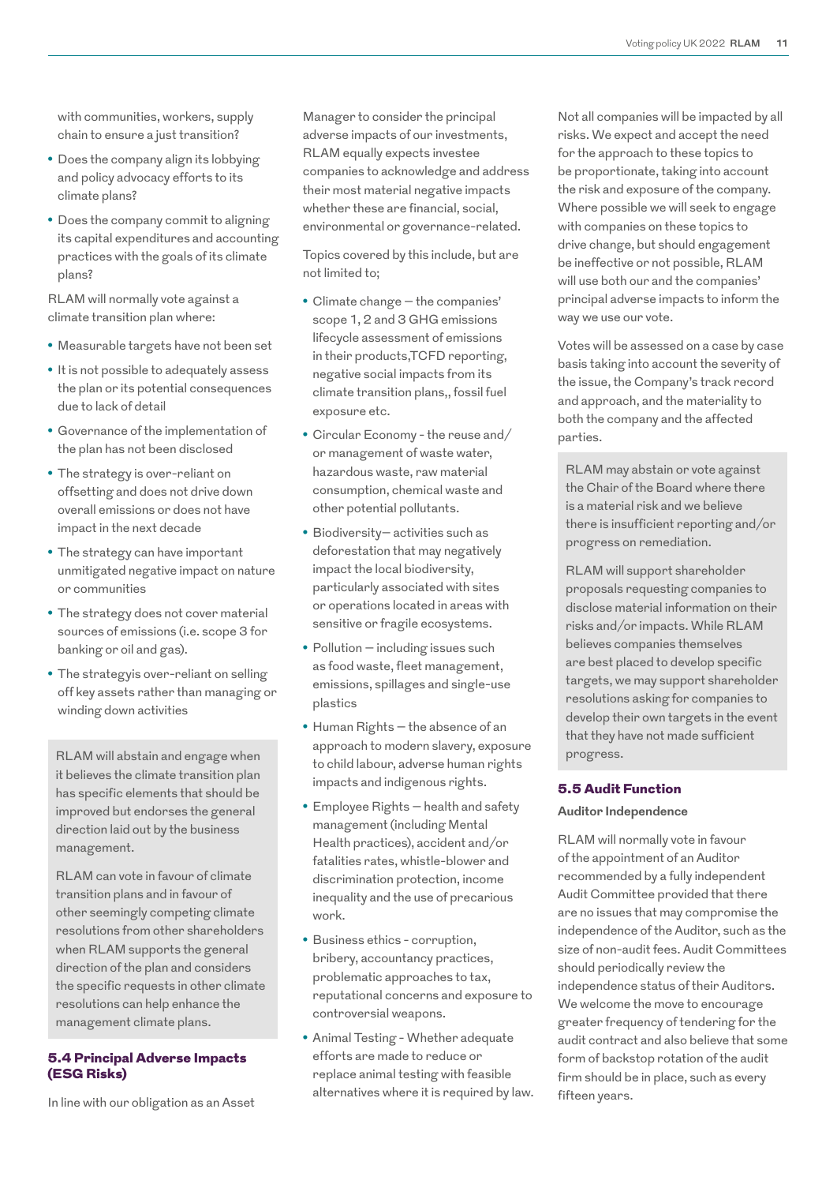with communities, workers, supply chain to ensure a just transition?

- Does the company align its lobbying and policy advocacy efforts to its climate plans?
- Does the company commit to aligning its capital expenditures and accounting practices with the goals of its climate plans?

RLAM will normally vote against a climate transition plan where:

- Measurable targets have not been set
- It is not possible to adequately assess the plan or its potential consequences due to lack of detail
- Governance of the implementation of the plan has not been disclosed
- The strategy is over-reliant on offsetting and does not drive down overall emissions or does not have impact in the next decade
- The strategy can have important unmitigated negative impact on nature or communities
- The strategy does not cover material sources of emissions (i.e. scope 3 for banking or oil and gas).
- The strategyis over-reliant on selling off key assets rather than managing or winding down activities

RLAM will abstain and engage when it believes the climate transition plan has specific elements that should be improved but endorses the general direction laid out by the business management.

RLAM can vote in favour of climate transition plans and in favour of other seemingly competing climate resolutions from other shareholders when RLAM supports the general direction of the plan and considers the specific requests in other climate resolutions can help enhance the management climate plans.

## 5.4 Principal Adverse Impacts (ESG Risks)

In line with our obligation as an Asset Manager to consider the principal adverse impacts of our investments, RLAM equally expects investee companies to acknowledge and address their most material negative impacts whether these are financial, social, environmental or governance-related.

Topics covered by this include, but are not limited to;

- Climate change – the companies' scope 1, 2 and 3 GHG emissions lifecycle assessment of emissions in their products,TCFD reporting, negative social impacts from its climate transition plans,, fossil fuel exposure etc.
- Circular Economy - the reuse and/or management of waste water, hazardous waste, raw material consumption, chemical waste and other potential pollutants.
- Biodiversity– activities such as deforestation that may negatively impact the local biodiversity, particularly associated with sites or operations located in areas with sensitive or fragile ecosystems.
- Pollution – including issues such as food waste, fleet management, emissions, spillages and single-use plastics
- Human Rights – the absence of an approach to modern slavery, exposure to child labour, adverse human rights impacts and indigenous rights.
- Employee Rights – health and safety management (including Mental Health practices), accident and/or fatalities rates, whistle-blower and discrimination protection, income inequality and the use of precarious work.
- Business ethics - corruption, bribery, accountancy practices, problematic approaches to tax, reputational concerns and exposure to controversial weapons.
- Animal Testing - Whether adequate efforts are made to reduce or replace animal testing with feasible alternatives where it is required by law.

Not all companies will be impacted by all risks. We expect and accept the need for the approach to these topics to be proportionate, taking into account the risk and exposure of the company. Where possible we will seek to engage with companies on these topics to drive change, but should engagement be ineffective or not possible, RLAM will use both our and the companies' principal adverse impacts to inform the way we use our vote.

Votes will be assessed on a case by case basis taking into account the severity of the issue, the Company's track record and approach, and the materiality to both the company and the affected parties.

RLAM may abstain or vote against the Chair of the Board where there is a material risk and we believe there is insufficient reporting and/or progress on remediation.

RLAM will support shareholder proposals requesting companies to disclose material information on their risks and/or impacts. While RLAM believes companies themselves are best placed to develop specific targets, we may support shareholder resolutions asking for companies to develop their own targets in the event that they have not made sufficient progress.

## 5.5 Audit Function

**Auditor Independence**

RLAM will normally vote in favour of the appointment of an Auditor recommended by a fully independent Audit Committee provided that there are no issues that may compromise the independence of the Auditor, such as the size of non-audit fees. Audit Committees should periodically review the independence status of their Auditors. We welcome the move to encourage greater frequency of tendering for the audit contract and also believe that some form of backstop rotation of the audit firm should be in place, such as every fifteen years.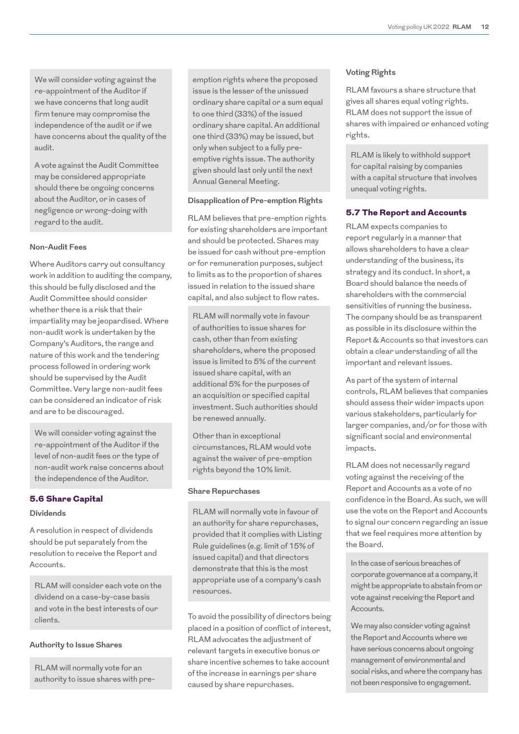We will consider voting against the re-appointment of the Auditor if we have concerns that long audit firm tenure may compromise the independence of the audit or if we have concerns about the quality of the audit.

A vote against the Audit Committee may be considered appropriate should there be ongoing concerns about the Auditor, or in cases of negligence or wrong-doing with regard to the audit.

#### Non-Audit Fees

Where Auditors carry out consultancy work in addition to auditing the company, this should be fully disclosed and the Audit Committee should consider whether there is a risk that their impartiality may be jeopardised. Where non-audit work is undertaken by the Company's Auditors, the range and nature of this work and the tendering process followed in ordering work should be supervised by the Audit Committee. Very large non-audit fees can be considered an indicator of risk and are to be discouraged.

We will consider voting against the re-appointment of the Auditor if the level of non-audit fees or the type of non-audit work raise concerns about the independence of the Auditor.

### 5.6 Share Capital

#### Dividends

A resolution in respect of dividends should be put separately from the resolution to receive the Report and Accounts.

RLAM will consider each vote on the dividend on a case-by-case basis and vote in the best interests of our clients.

#### Authority to Issue Shares

RLAM will normally vote for an authority to issue shares with pre-emption rights where the proposed issue is the lesser of the unissued ordinary share capital or a sum equal to one third (33%) of the issued ordinary share capital. An additional one third (33%) may be issued, but only when subject to a fully pre-emptive rights issue. The authority given should last only until the next Annual General Meeting.

#### Disapplication of Pre-emption Rights

RLAM believes that pre-emption rights for existing shareholders are important and should be protected. Shares may be issued for cash without pre-emption or for remuneration purposes, subject to limits as to the proportion of shares issued in relation to the issued share capital, and also subject to flow rates.

RLAM will normally vote in favour of authorities to issue shares for cash, other than from existing shareholders, where the proposed issue is limited to 5% of the current issued share capital, with an additional 5% for the purposes of an acquisition or specified capital investment. Such authorities should be renewed annually.

Other than in exceptional circumstances, RLAM would vote against the waiver of pre-emption rights beyond the 10% limit.

#### Share Repurchases

RLAM will normally vote in favour of an authority for share repurchases, provided that it complies with Listing Rule guidelines (e.g. limit of 15% of issued capital) and that directors demonstrate that this is the most appropriate use of a company's cash resources.

To avoid the possibility of directors being placed in a position of conflict of interest, RLAM advocates the adjustment of relevant targets in executive bonus or share incentive schemes to take account of the increase in earnings per share caused by share repurchases.

#### Voting Rights

RLAM favours a share structure that gives all shares equal voting rights. RLAM does not support the issue of shares with impaired or enhanced voting rights.

RLAM is likely to withhold support for capital raising by companies with a capital structure that involves unequal voting rights.

### 5.7 The Report and Accounts

RLAM expects companies to report regularly in a manner that allows shareholders to have a clear understanding of the business, its strategy and its conduct. In short, a Board should balance the needs of shareholders with the commercial sensitivities of running the business. The company should be as transparent as possible in its disclosure within the Report & Accounts so that investors can obtain a clear understanding of all the important and relevant issues.

As part of the system of internal controls, RLAM believes that companies should assess their wider impacts upon various stakeholders, particularly for larger companies, and/or for those with significant social and environmental impacts.

RLAM does not necessarily regard voting against the receiving of the Report and Accounts as a vote of no confidence in the Board. As such, we will use the vote on the Report and Accounts to signal our concern regarding an issue that we feel requires more attention by the Board.

In the case of serious breaches of corporate governance at a company, it might be appropriate to abstain from or vote against receiving the Report and Accounts.

We may also consider voting against the Report and Accounts where we have serious concerns about ongoing management of environmental and social risks, and where the company has not been responsive to engagement.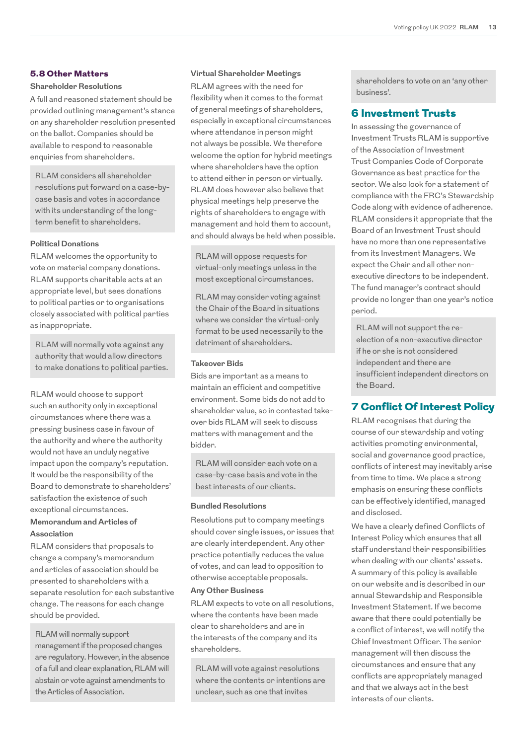## 5.8 Other Matters

### Shareholder Resolutions

A full and reasoned statement should be provided outlining management's stance on any shareholder resolution presented on the ballot. Companies should be available to respond to reasonable enquiries from shareholders.

RLAM considers all shareholder resolutions put forward on a case-by-case basis and votes in accordance with its understanding of the long-term benefit to shareholders.

### Political Donations

RLAM welcomes the opportunity to vote on material company donations. RLAM supports charitable acts at an appropriate level, but sees donations to political parties or to organisations closely associated with political parties as inappropriate.

RLAM will normally vote against any authority that would allow directors to make donations to political parties.

RLAM would choose to support such an authority only in exceptional circumstances where there was a pressing business case in favour of the authority and where the authority would not have an unduly negative impact upon the company's reputation. It would be the responsibility of the Board to demonstrate to shareholders' satisfaction the existence of such exceptional circumstances.

### Memorandum and Articles of Association

RLAM considers that proposals to change a company's memorandum and articles of association should be presented to shareholders with a separate resolution for each substantive change. The reasons for each change should be provided.

RLAM will normally support management if the proposed changes are regulatory. However, in the absence of a full and clear explanation, RLAM will abstain or vote against amendments to the Articles of Association.

### Virtual Shareholder Meetings

RLAM agrees with the need for flexibility when it comes to the format of general meetings of shareholders, especially in exceptional circumstances where attendance in person might not always be possible. We therefore welcome the option for hybrid meetings where shareholders have the option to attend either in person or virtually. RLAM does however also believe that physical meetings help preserve the rights of shareholders to engage with management and hold them to account, and should always be held when possible.

RLAM will oppose requests for virtual-only meetings unless in the most exceptional circumstances.

RLAM may consider voting against the Chair of the Board in situations where we consider the virtual-only format to be used necessarily to the detriment of shareholders.

### Takeover Bids

Bids are important as a means to maintain an efficient and competitive environment. Some bids do not add to shareholder value, so in contested take-over bids RLAM will seek to discuss matters with management and the bidder.

RLAM will consider each vote on a case-by-case basis and vote in the best interests of our clients.

### Bundled Resolutions

Resolutions put to company meetings should cover single issues, or issues that are clearly interdependent. Any other practice potentially reduces the value of votes, and can lead to opposition to otherwise acceptable proposals.

### Any Other Business

RLAM expects to vote on all resolutions, where the contents have been made clear to shareholders and are in the interests of the company and its shareholders.

RLAM will vote against resolutions where the contents or intentions are unclear, such as one that invites shareholders to vote on an 'any other business'.

## 6 Investment Trusts

In assessing the governance of Investment Trusts RLAM is supportive of the Association of Investment Trust Companies Code of Corporate Governance as best practice for the sector. We also look for a statement of compliance with the FRC's Stewardship Code along with evidence of adherence. RLAM considers it appropriate that the Board of an Investment Trust should have no more than one representative from its Investment Managers. We expect the Chair and all other non-executive directors to be independent. The fund manager's contract should provide no longer than one year's notice period.

RLAM will not support the re-election of a non-executive director if he or she is not considered independent and there are insufficient independent directors on the Board.

## 7 Conflict Of Interest Policy

RLAM recognises that during the course of our stewardship and voting activities promoting environmental, social and governance good practice, conflicts of interest may inevitably arise from time to time. We place a strong emphasis on ensuring these conflicts can be effectively identified, managed and disclosed.

We have a clearly defined Conflicts of Interest Policy which ensures that all staff understand their responsibilities when dealing with our clients' assets. A summary of this policy is available on our website and is described in our annual Stewardship and Responsible Investment Statement. If we become aware that there could potentially be a conflict of interest, we will notify the Chief Investment Officer. The senior management will then discuss the circumstances and ensure that any conflicts are appropriately managed and that we always act in the best interests of our clients.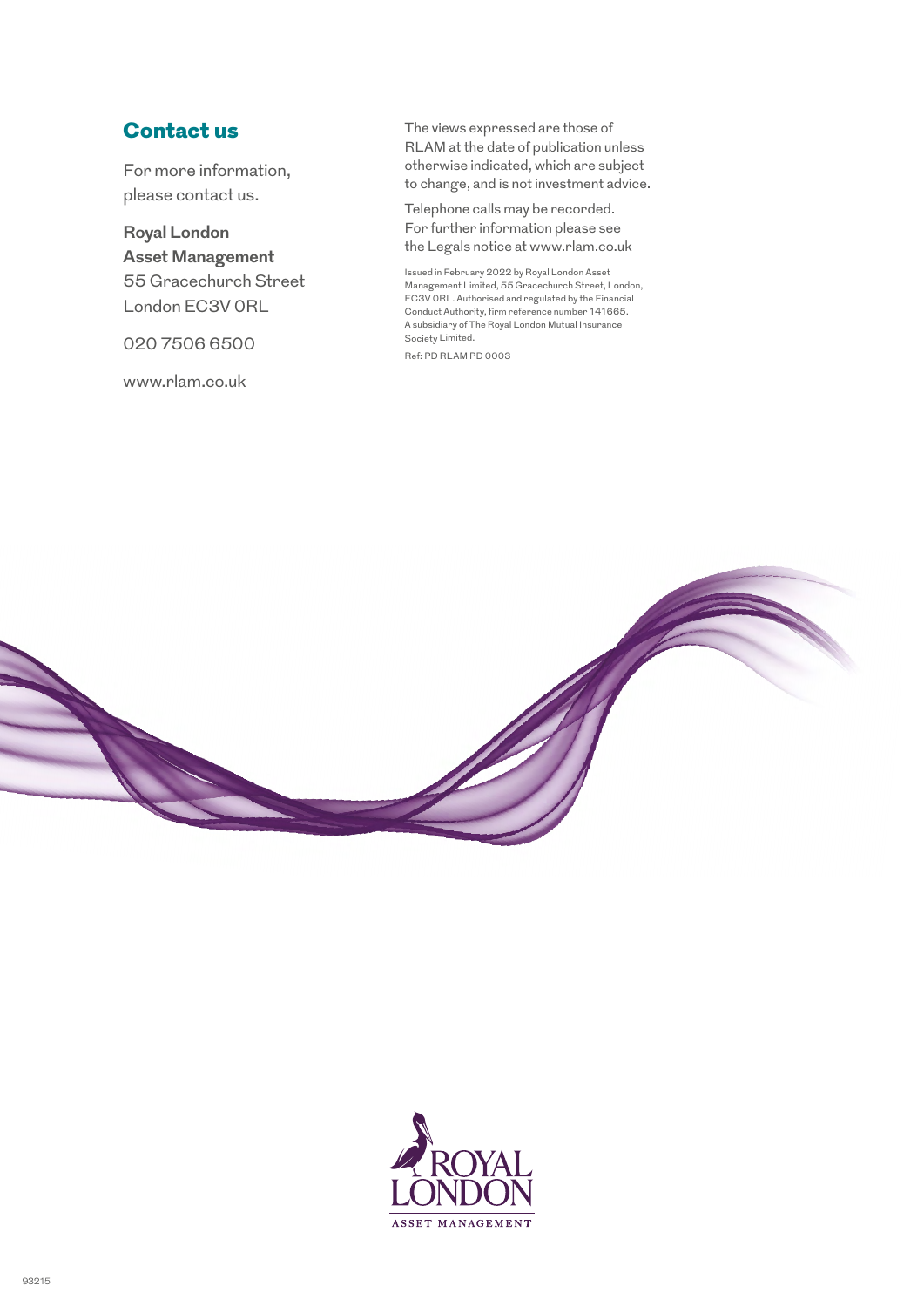## Contact us

For more information, please contact us.

**Royal London Asset Management**
55 Gracechurch Street
London EC3V 0RL

020 7506 6500

www.rlam.co.uk

The views expressed are those of RLAM at the date of publication unless otherwise indicated, which are subject to change, and is not investment advice.

Telephone calls may be recorded. For further information please see the Legals notice at www.rlam.co.uk

Issued in February 2022 by Royal London Asset Management Limited, 55 Gracechurch Street, London, EC3V 0RL. Authorised and regulated by the Financial Conduct Authority, firm reference number 141665. A subsidiary of The Royal London Mutual Insurance Society Limited.

Ref: PD RLAM PD 0003

ROYAL LONDON
ASSET MANAGEMENT

93215